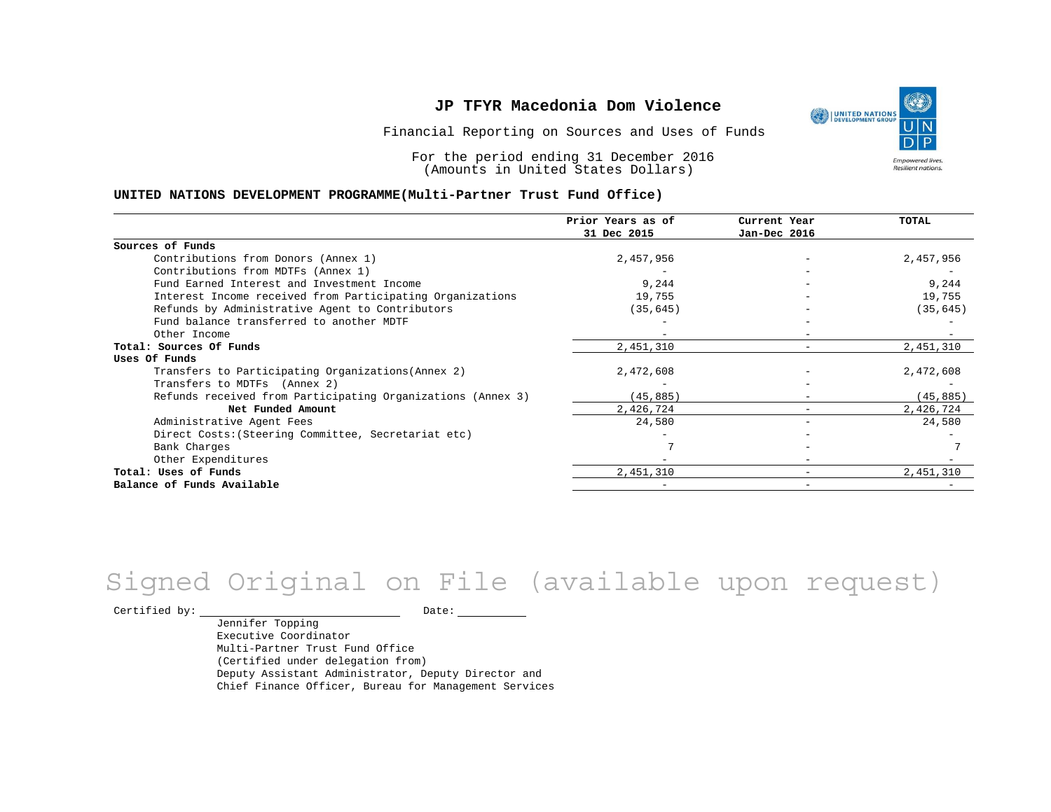# JP TFYR Macedonia Dom Violence

Financial Reporting on Sources and Uses of Funds

For the period ending 31 December 2016
(Amounts in United States Dollars)

**UNITED NATIONS DEVELOPMENT PROGRAMME(Multi-Partner Trust Fund Office)**

| | Prior Years as of 31 Dec 2015 | Current Year Jan-Dec 2016 | TOTAL |
|---|---|---|---|
| **Sources of Funds** | | | |
| Contributions from Donors (Annex 1) | 2,457,956 | - | 2,457,956 |
| Contributions from MDTFs (Annex 1) | - | - | - |
| Fund Earned Interest and Investment Income | 9,244 | - | 9,244 |
| Interest Income received from Participating Organizations | 19,755 | - | 19,755 |
| Refunds by Administrative Agent to Contributors | (35,645) | - | (35,645) |
| Fund balance transferred to another MDTF | - | - | - |
| Other Income | - | - | - |
| **Total: Sources Of Funds** | 2,451,310 | - | 2,451,310 |
| **Uses Of Funds** | | | |
| Transfers to Participating Organizations(Annex 2) | 2,472,608 | - | 2,472,608 |
| Transfers to MDTFs (Annex 2) | - | - | - |
| Refunds received from Participating Organizations (Annex 3) | (45,885) | - | (45,885) |
| **Net Funded Amount** | 2,426,724 | - | 2,426,724 |
| Administrative Agent Fees | 24,580 | - | 24,580 |
| Direct Costs:(Steering Committee, Secretariat etc) | - | - | - |
| Bank Charges | 7 | - | 7 |
| Other Expenditures | - | - | - |
| **Total: Uses of Funds** | 2,451,310 | - | 2,451,310 |
| **Balance of Funds Available** | - | - | - |

Signed Original on File (available upon request)

Certified by: \_\_\_\_\_\_\_\_\_\_\_\_\_\_\_\_\_\_\_\_ Date: \_\_\_\_\_\_\_\_\_\_

Jennifer Topping
Executive Coordinator
Multi-Partner Trust Fund Office
(Certified under delegation from)
Deputy Assistant Administrator, Deputy Director and
Chief Finance Officer, Bureau for Management Services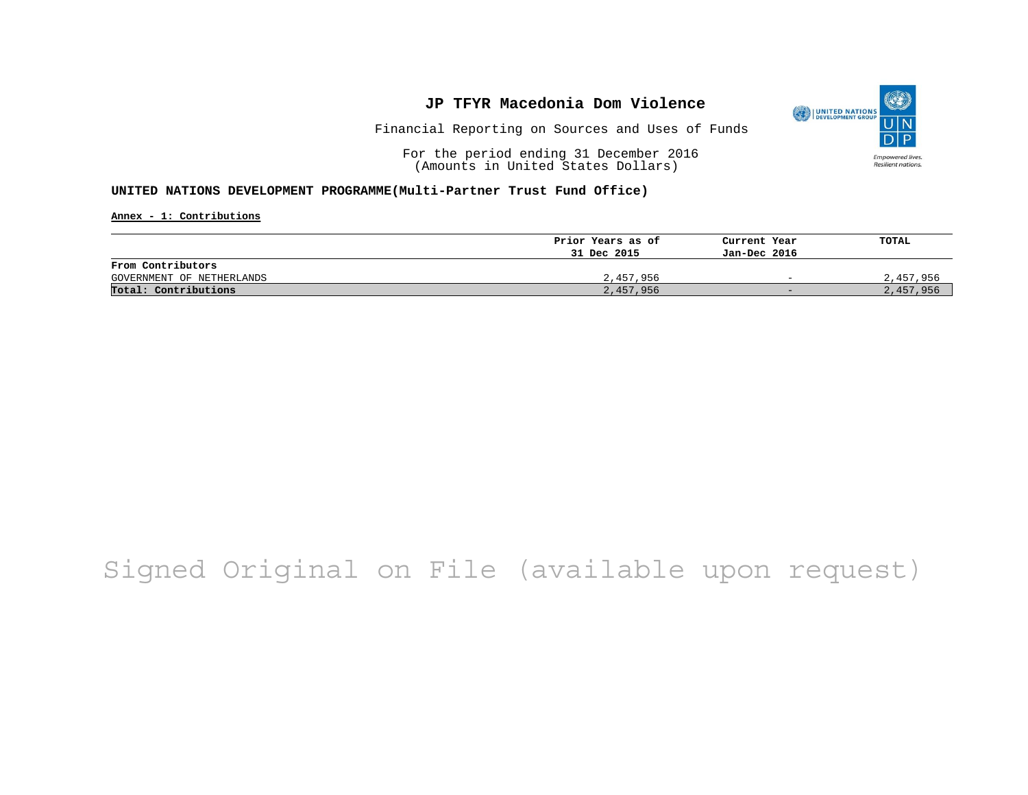# JP TFYR Macedonia Dom Violence

Financial Reporting on Sources and Uses of Funds

For the period ending 31 December 2016
(Amounts in United States Dollars)

**UNITED NATIONS DEVELOPMENT PROGRAMME(Multi-Partner Trust Fund Office)**

**Annex - 1: Contributions**

| | Prior Years as of 31 Dec 2015 | Current Year Jan-Dec 2016 | TOTAL |
|---|---|---|---|
| **From Contributors** | | | |
| GOVERNMENT OF NETHERLANDS | 2,457,956 | - | 2,457,956 |
| **Total: Contributions** | 2,457,956 | - | 2,457,956 |

Signed Original on File (available upon request)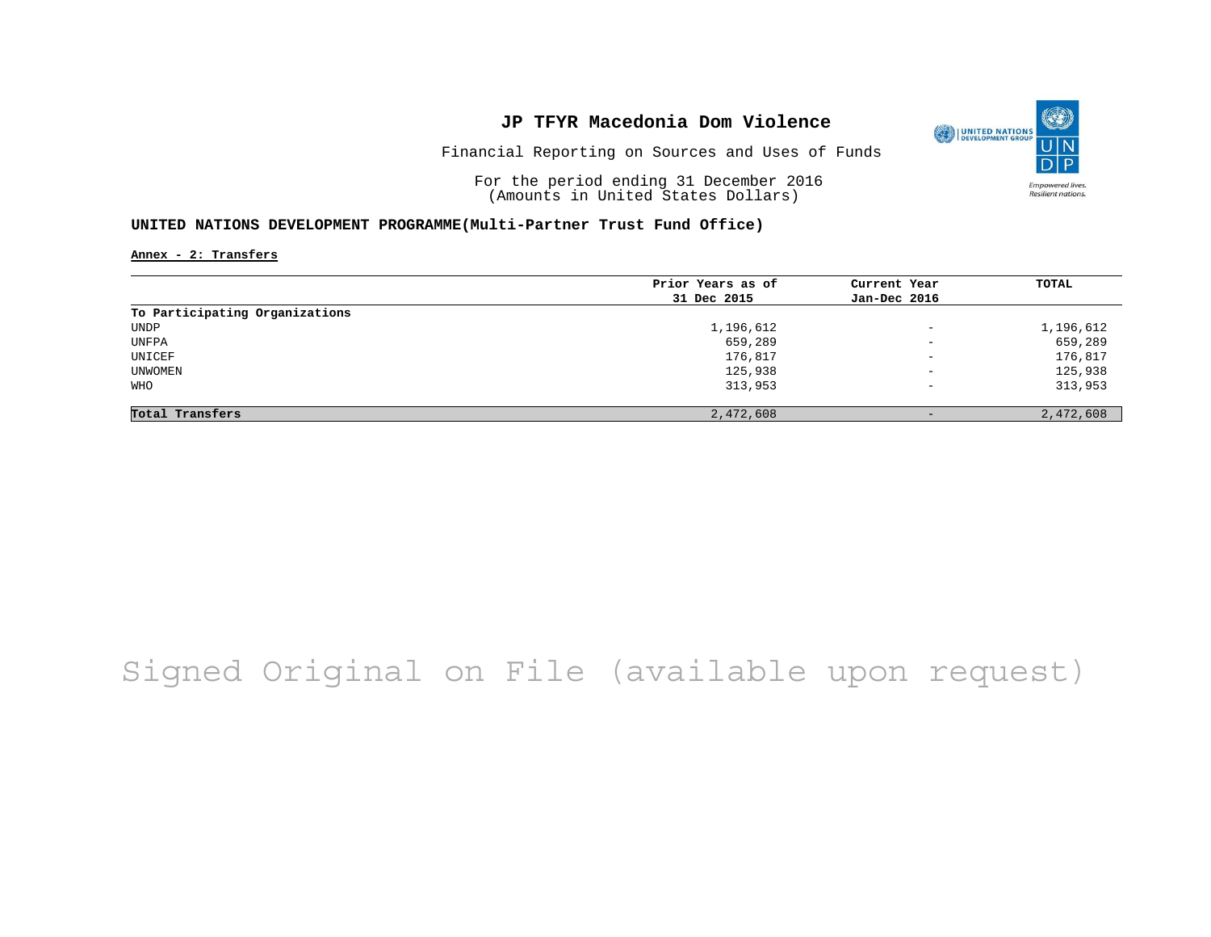# JP TFYR Macedonia Dom Violence

Financial Reporting on Sources and Uses of Funds

For the period ending 31 December 2016
(Amounts in United States Dollars)

**UNITED NATIONS DEVELOPMENT PROGRAMME(Multi-Partner Trust Fund Office)**

**Annex - 2: Transfers**

| | Prior Years as of 31 Dec 2015 | Current Year Jan-Dec 2016 | TOTAL |
|---|---|---|---|
| **To Participating Organizations** | | | |
| UNDP | 1,196,612 | - | 1,196,612 |
| UNFPA | 659,289 | - | 659,289 |
| UNICEF | 176,817 | - | 176,817 |
| UNWOMEN | 125,938 | - | 125,938 |
| WHO | 313,953 | - | 313,953 |
| **Total Transfers** | 2,472,608 | - | 2,472,608 |

Signed Original on File (available upon request)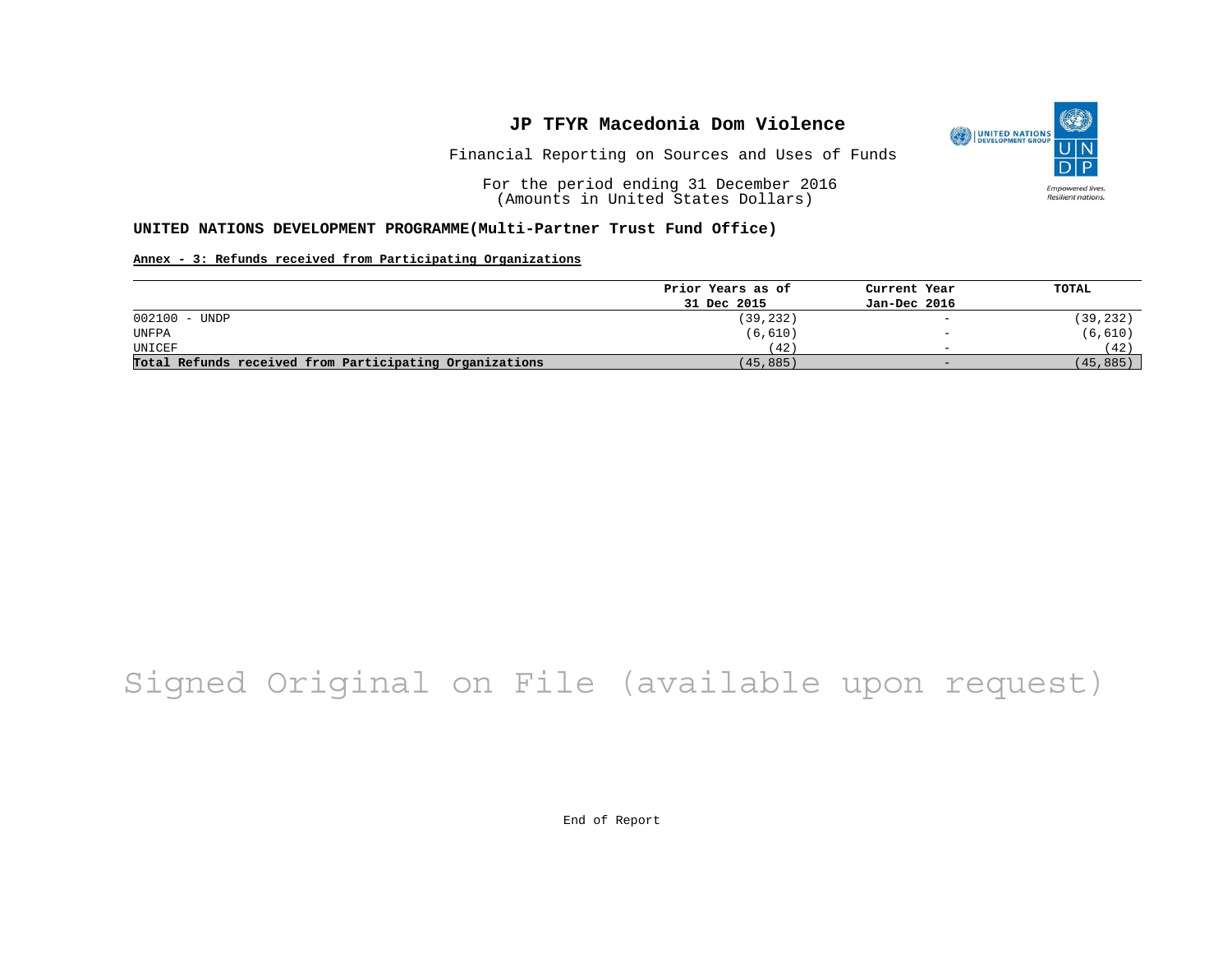# JP TFYR Macedonia Dom Violence

Financial Reporting on Sources and Uses of Funds

For the period ending 31 December 2016
(Amounts in United States Dollars)

**UNITED NATIONS DEVELOPMENT PROGRAMME(Multi-Partner Trust Fund Office)**

**Annex - 3: Refunds received from Participating Organizations**

| | Prior Years as of 31 Dec 2015 | Current Year Jan-Dec 2016 | TOTAL |
|---|---|---|---|
| 002100 - UNDP | (39,232) | - | (39,232) |
| UNFPA | (6,610) | - | (6,610) |
| UNICEF | (42) | - | (42) |
| **Total Refunds received from Participating Organizations** | (45,885) | - | (45,885) |

Signed Original on File (available upon request)

End of Report